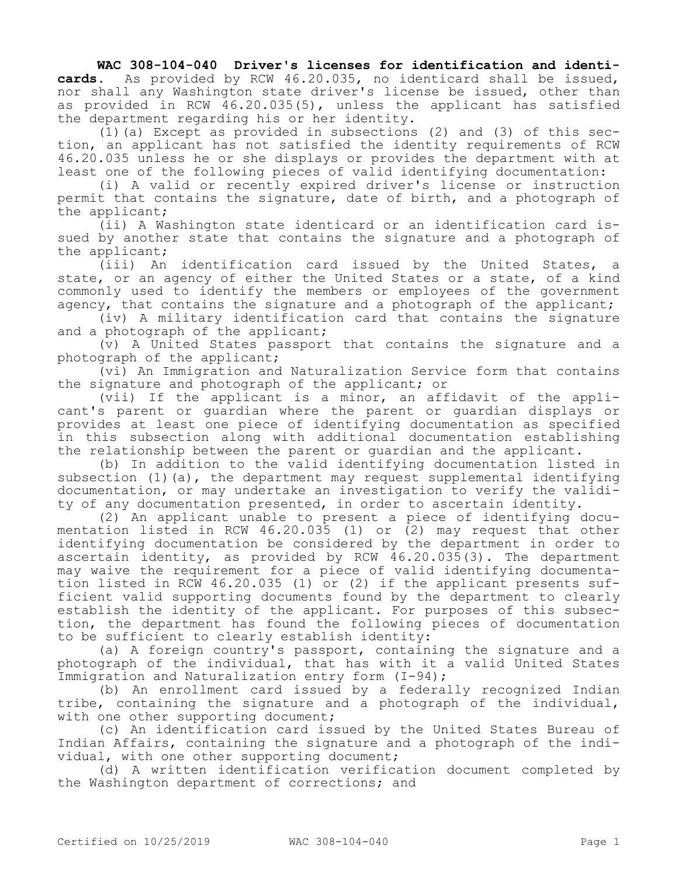**WAC 308-104-040 Driver's licenses for identification and identicards.** As provided by RCW 46.20.035, no identicard shall be issued, nor shall any Washington state driver's license be issued, other than as provided in RCW 46.20.035(5), unless the applicant has satisfied the department regarding his or her identity.

(1)(a) Except as provided in subsections (2) and (3) of this section, an applicant has not satisfied the identity requirements of RCW 46.20.035 unless he or she displays or provides the department with at least one of the following pieces of valid identifying documentation:

(i) A valid or recently expired driver's license or instruction permit that contains the signature, date of birth, and a photograph of the applicant;

(ii) A Washington state identicard or an identification card issued by another state that contains the signature and a photograph of the applicant;

(iii) An identification card issued by the United States, a state, or an agency of either the United States or a state, of a kind commonly used to identify the members or employees of the government agency, that contains the signature and a photograph of the applicant;

(iv) A military identification card that contains the signature and a photograph of the applicant;

(v) A United States passport that contains the signature and a photograph of the applicant;

(vi) An Immigration and Naturalization Service form that contains the signature and photograph of the applicant; or

(vii) If the applicant is a minor, an affidavit of the applicant's parent or guardian where the parent or guardian displays or provides at least one piece of identifying documentation as specified in this subsection along with additional documentation establishing the relationship between the parent or guardian and the applicant.

(b) In addition to the valid identifying documentation listed in subsection (1)(a), the department may request supplemental identifying documentation, or may undertake an investigation to verify the validity of any documentation presented, in order to ascertain identity.

(2) An applicant unable to present a piece of identifying documentation listed in RCW 46.20.035 (1) or (2) may request that other identifying documentation be considered by the department in order to ascertain identity, as provided by RCW 46.20.035(3). The department may waive the requirement for a piece of valid identifying documentation listed in RCW 46.20.035 (1) or (2) if the applicant presents sufficient valid supporting documents found by the department to clearly establish the identity of the applicant. For purposes of this subsection, the department has found the following pieces of documentation to be sufficient to clearly establish identity:

(a) A foreign country's passport, containing the signature and a photograph of the individual, that has with it a valid United States Immigration and Naturalization entry form (I-94);

(b) An enrollment card issued by a federally recognized Indian tribe, containing the signature and a photograph of the individual, with one other supporting document;

(c) An identification card issued by the United States Bureau of Indian Affairs, containing the signature and a photograph of the individual, with one other supporting document;

(d) A written identification verification document completed by the Washington department of corrections; and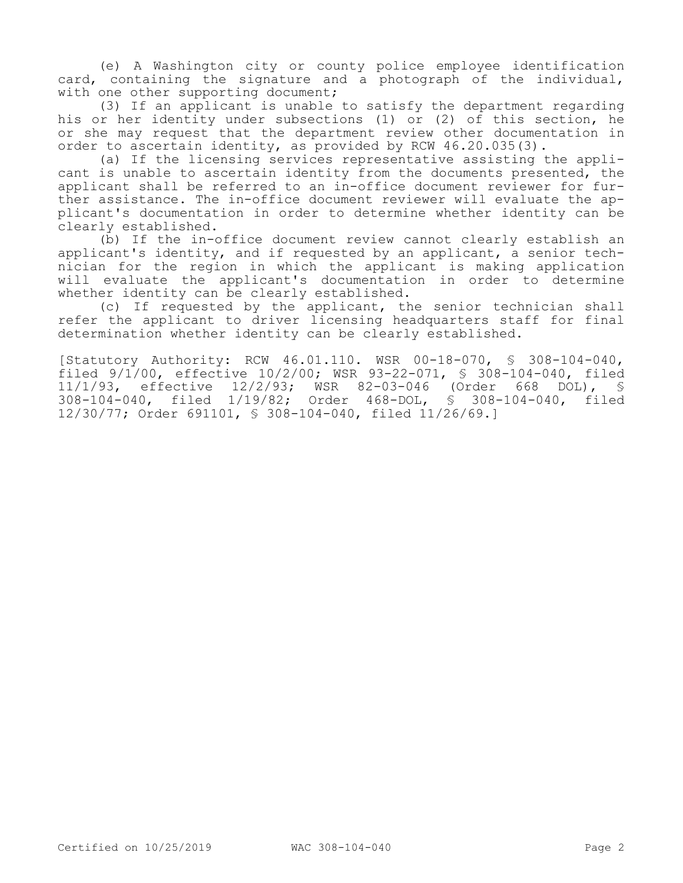(e) A Washington city or county police employee identification card, containing the signature and a photograph of the individual, with one other supporting document;

(3) If an applicant is unable to satisfy the department regarding his or her identity under subsections (1) or (2) of this section, he or she may request that the department review other documentation in order to ascertain identity, as provided by RCW 46.20.035(3).

(a) If the licensing services representative assisting the applicant is unable to ascertain identity from the documents presented, the applicant shall be referred to an in-office document reviewer for further assistance. The in-office document reviewer will evaluate the applicant's documentation in order to determine whether identity can be clearly established.

(b) If the in-office document review cannot clearly establish an applicant's identity, and if requested by an applicant, a senior technician for the region in which the applicant is making application will evaluate the applicant's documentation in order to determine whether identity can be clearly established.

(c) If requested by the applicant, the senior technician shall refer the applicant to driver licensing headquarters staff for final determination whether identity can be clearly established.

[Statutory Authority: RCW 46.01.110. WSR 00-18-070, § 308-104-040, filed 9/1/00, effective 10/2/00; WSR 93-22-071, § 308-104-040, filed 11/1/93, effective 12/2/93; WSR 82-03-046 (Order 668 DOL), § 308-104-040, filed 1/19/82; Order 468-DOL, § 308-104-040, filed 12/30/77; Order 691101, § 308-104-040, filed 11/26/69.]